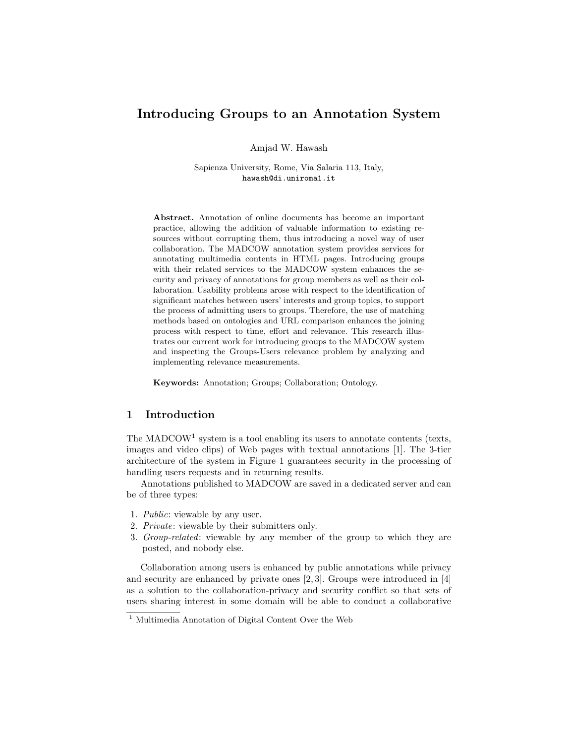# Introducing Groups to an Annotation System

Amjad W. Hawash

Sapienza University, Rome, Via Salaria 113, Italy,
hawash@di.uniroma1.it

**Abstract.** Annotation of online documents has become an important practice, allowing the addition of valuable information to existing resources without corrupting them, thus introducing a novel way of user collaboration. The MADCOW annotation system provides services for annotating multimedia contents in HTML pages. Introducing groups with their related services to the MADCOW system enhances the security and privacy of annotations for group members as well as their collaboration. Usability problems arose with respect to the identification of significant matches between users' interests and group topics, to support the process of admitting users to groups. Therefore, the use of matching methods based on ontologies and URL comparison enhances the joining process with respect to time, effort and relevance. This research illustrates our current work for introducing groups to the MADCOW system and inspecting the Groups-Users relevance problem by analyzing and implementing relevance measurements.

**Keywords:** Annotation; Groups; Collaboration; Ontology.

## 1 Introduction

The MADCOW[1] system is a tool enabling its users to annotate contents (texts, images and video clips) of Web pages with textual annotations [1]. The 3-tier architecture of the system in Figure 1 guarantees security in the processing of handling users requests and in returning results.

Annotations published to MADCOW are saved in a dedicated server and can be of three types:

1. *Public*: viewable by any user.
2. *Private*: viewable by their submitters only.
3. *Group-related*: viewable by any member of the group to which they are posted, and nobody else.

Collaboration among users is enhanced by public annotations while privacy and security are enhanced by private ones [2, 3]. Groups were introduced in [4] as a solution to the collaboration-privacy and security conflict so that sets of users sharing interest in some domain will be able to conduct a collaborative

[1] Multimedia Annotation of Digital Content Over the Web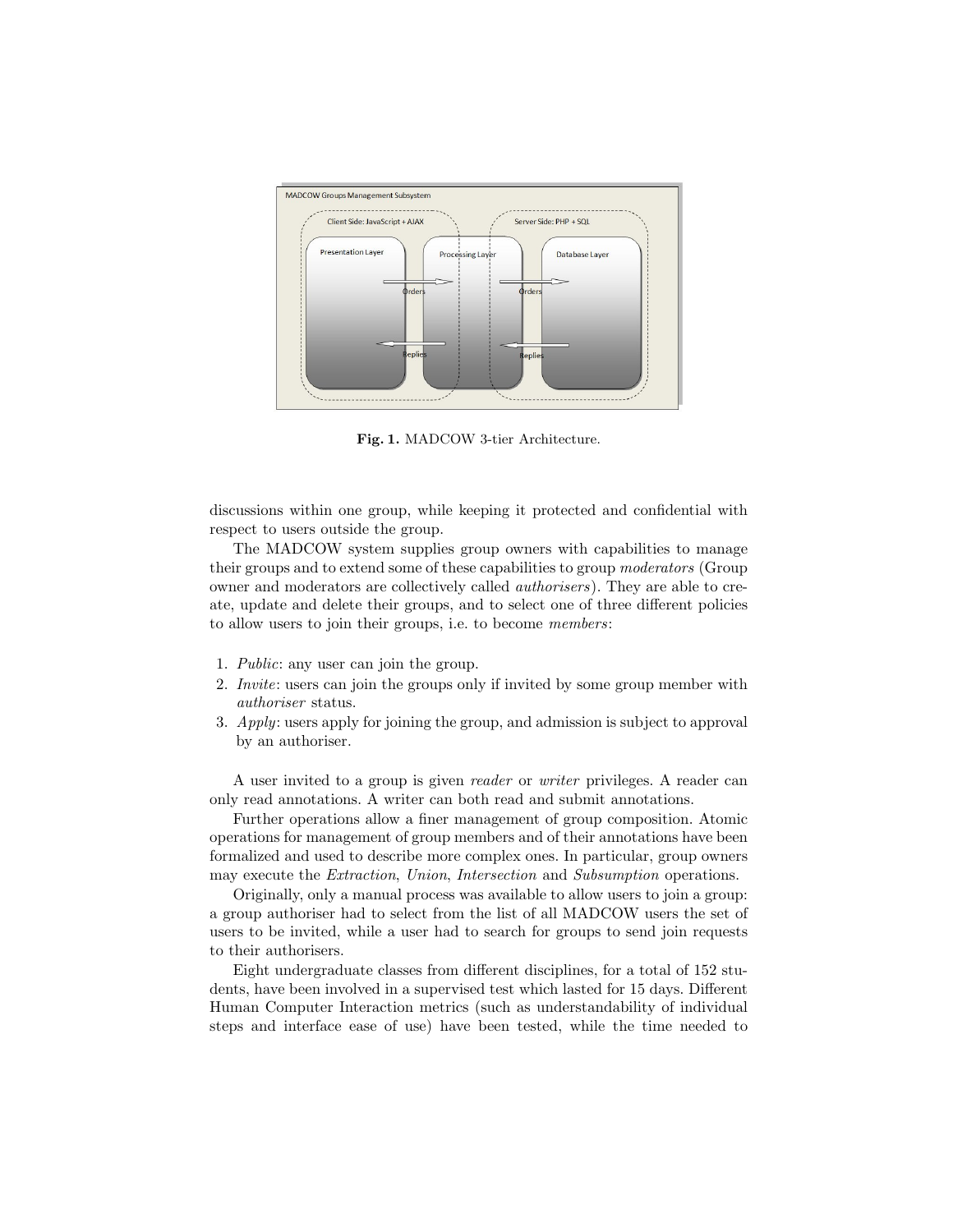Fig. 1. MADCOW 3-tier Architecture.

discussions within one group, while keeping it protected and confidential with respect to users outside the group.

The MADCOW system supplies group owners with capabilities to manage their groups and to extend some of these capabilities to group *moderators* (Group owner and moderators are collectively called *authorisers*). They are able to create, update and delete their groups, and to select one of three different policies to allow users to join their groups, i.e. to become *members*:

1. *Public*: any user can join the group.
2. *Invite*: users can join the groups only if invited by some group member with *authoriser* status.
3. *Apply*: users apply for joining the group, and admission is subject to approval by an authoriser.

A user invited to a group is given *reader* or *writer* privileges. A reader can only read annotations. A writer can both read and submit annotations.

Further operations allow a finer management of group composition. Atomic operations for management of group members and of their annotations have been formalized and used to describe more complex ones. In particular, group owners may execute the *Extraction*, *Union*, *Intersection* and *Subsumption* operations.

Originally, only a manual process was available to allow users to join a group: a group authoriser had to select from the list of all MADCOW users the set of users to be invited, while a user had to search for groups to send join requests to their authorisers.

Eight undergraduate classes from different disciplines, for a total of 152 students, have been involved in a supervised test which lasted for 15 days. Different Human Computer Interaction metrics (such as understandability of individual steps and interface ease of use) have been tested, while the time needed to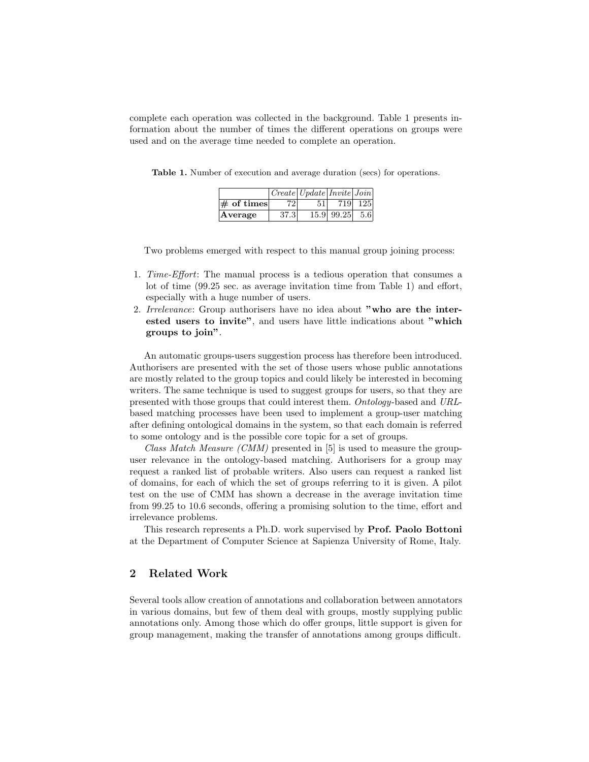complete each operation was collected in the background. Table 1 presents information about the number of times the different operations on groups were used and on the average time needed to complete an operation.

**Table 1.** Number of execution and average duration (secs) for operations.

| | *Create* | *Update* | *Invite* | *Join* |
|---|---|---|---|---|
| **# of times** | 72 | 51 | 719 | 125 |
| **Average** | 37.3 | 15.9 | 99.25 | 5.6 |

Two problems emerged with respect to this manual group joining process:

1. *Time-Effort*: The manual process is a tedious operation that consumes a lot of time (99.25 sec. as average invitation time from Table 1) and effort, especially with a huge number of users.
2. *Irrelevance*: Group authorisers have no idea about **"who are the interested users to invite"**, and users have little indications about **"which groups to join"**.

An automatic groups-users suggestion process has therefore been introduced. Authorisers are presented with the set of those users whose public annotations are mostly related to the group topics and could likely be interested in becoming writers. The same technique is used to suggest groups for users, so that they are presented with those groups that could interest them. *Ontology*-based and *URL*-based matching processes have been used to implement a group-user matching after defining ontological domains in the system, so that each domain is referred to some ontology and is the possible core topic for a set of groups.

*Class Match Measure (CMM)* presented in [5] is used to measure the group-user relevance in the ontology-based matching. Authorisers for a group may request a ranked list of probable writers. Also users can request a ranked list of domains, for each of which the set of groups referring to it is given. A pilot test on the use of CMM has shown a decrease in the average invitation time from 99.25 to 10.6 seconds, offering a promising solution to the time, effort and irrelevance problems.

This research represents a Ph.D. work supervised by **Prof. Paolo Bottoni** at the Department of Computer Science at Sapienza University of Rome, Italy.

## 2 Related Work

Several tools allow creation of annotations and collaboration between annotators in various domains, but few of them deal with groups, mostly supplying public annotations only. Among those which do offer groups, little support is given for group management, making the transfer of annotations among groups difficult.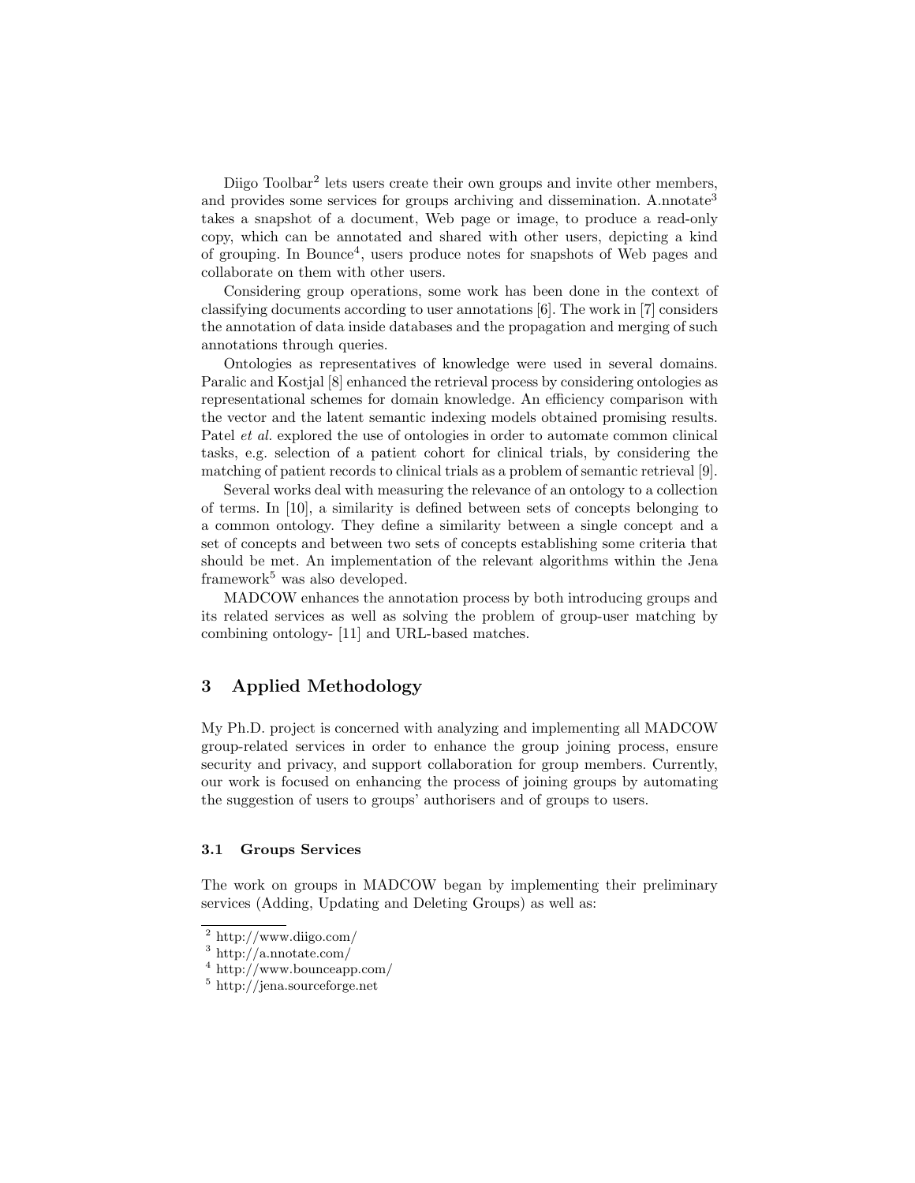Diigo Toolbar[2] lets users create their own groups and invite other members, and provides some services for groups archiving and dissemination. A.nnotate[3] takes a snapshot of a document, Web page or image, to produce a read-only copy, which can be annotated and shared with other users, depicting a kind of grouping. In Bounce[4], users produce notes for snapshots of Web pages and collaborate on them with other users.

Considering group operations, some work has been done in the context of classifying documents according to user annotations [6]. The work in [7] considers the annotation of data inside databases and the propagation and merging of such annotations through queries.

Ontologies as representatives of knowledge were used in several domains. Paralic and Kostjal [8] enhanced the retrieval process by considering ontologies as representational schemes for domain knowledge. An efficiency comparison with the vector and the latent semantic indexing models obtained promising results. Patel *et al.* explored the use of ontologies in order to automate common clinical tasks, e.g. selection of a patient cohort for clinical trials, by considering the matching of patient records to clinical trials as a problem of semantic retrieval [9].

Several works deal with measuring the relevance of an ontology to a collection of terms. In [10], a similarity is defined between sets of concepts belonging to a common ontology. They define a similarity between a single concept and a set of concepts and between two sets of concepts establishing some criteria that should be met. An implementation of the relevant algorithms within the Jena framework[5] was also developed.

MADCOW enhances the annotation process by both introducing groups and its related services as well as solving the problem of group-user matching by combining ontology- [11] and URL-based matches.

## 3 Applied Methodology

My Ph.D. project is concerned with analyzing and implementing all MADCOW group-related services in order to enhance the group joining process, ensure security and privacy, and support collaboration for group members. Currently, our work is focused on enhancing the process of joining groups by automating the suggestion of users to groups' authorisers and of groups to users.

### 3.1 Groups Services

The work on groups in MADCOW began by implementing their preliminary services (Adding, Updating and Deleting Groups) as well as:

[2] http://www.diigo.com/
[3] http://a.nnotate.com/
[4] http://www.bounceapp.com/
[5] http://jena.sourceforge.net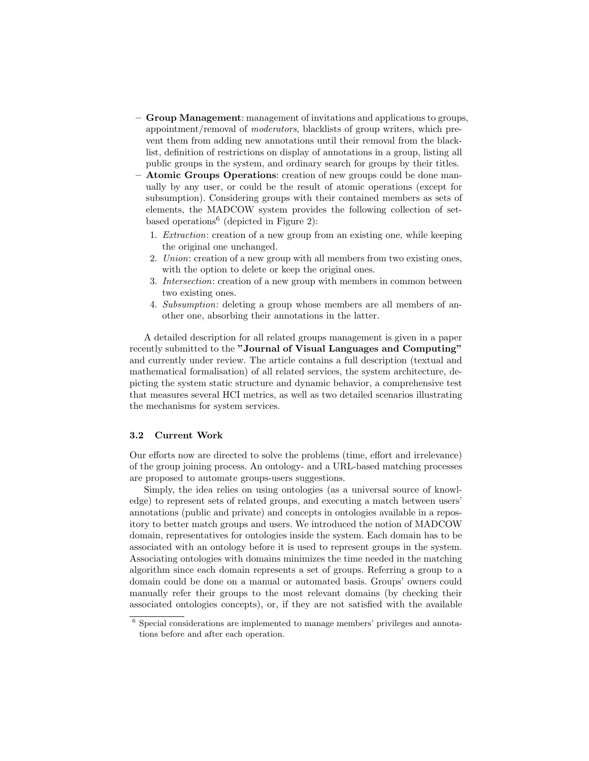- **Group Management**: management of invitations and applications to groups, appointment/removal of *moderators*, blacklists of group writers, which prevent them from adding new annotations until their removal from the blacklist, definition of restrictions on display of annotations in a group, listing all public groups in the system, and ordinary search for groups by their titles.
- **Atomic Groups Operations**: creation of new groups could be done manually by any user, or could be the result of atomic operations (except for subsumption). Considering groups with their contained members as sets of elements, the MADCOW system provides the following collection of set-based operations[6] (depicted in Figure 2):
  1. *Extraction*: creation of a new group from an existing one, while keeping the original one unchanged.
  2. *Union*: creation of a new group with all members from two existing ones, with the option to delete or keep the original ones.
  3. *Intersection*: creation of a new group with members in common between two existing ones.
  4. *Subsumption*: deleting a group whose members are all members of another one, absorbing their annotations in the latter.

A detailed description for all related groups management is given in a paper recently submitted to the **"Journal of Visual Languages and Computing"** and currently under review. The article contains a full description (textual and mathematical formalisation) of all related services, the system architecture, depicting the system static structure and dynamic behavior, a comprehensive test that measures several HCI metrics, as well as two detailed scenarios illustrating the mechanisms for system services.

### 3.2 Current Work

Our efforts now are directed to solve the problems (time, effort and irrelevance) of the group joining process. An ontology- and a URL-based matching processes are proposed to automate groups-users suggestions.

Simply, the idea relies on using ontologies (as a universal source of knowledge) to represent sets of related groups, and executing a match between users' annotations (public and private) and concepts in ontologies available in a repository to better match groups and users. We introduced the notion of MADCOW domain, representatives for ontologies inside the system. Each domain has to be associated with an ontology before it is used to represent groups in the system. Associating ontologies with domains minimizes the time needed in the matching algorithm since each domain represents a set of groups. Referring a group to a domain could be done on a manual or automated basis. Groups' owners could manually refer their groups to the most relevant domains (by checking their associated ontologies concepts), or, if they are not satisfied with the available

[6] Special considerations are implemented to manage members' privileges and annotations before and after each operation.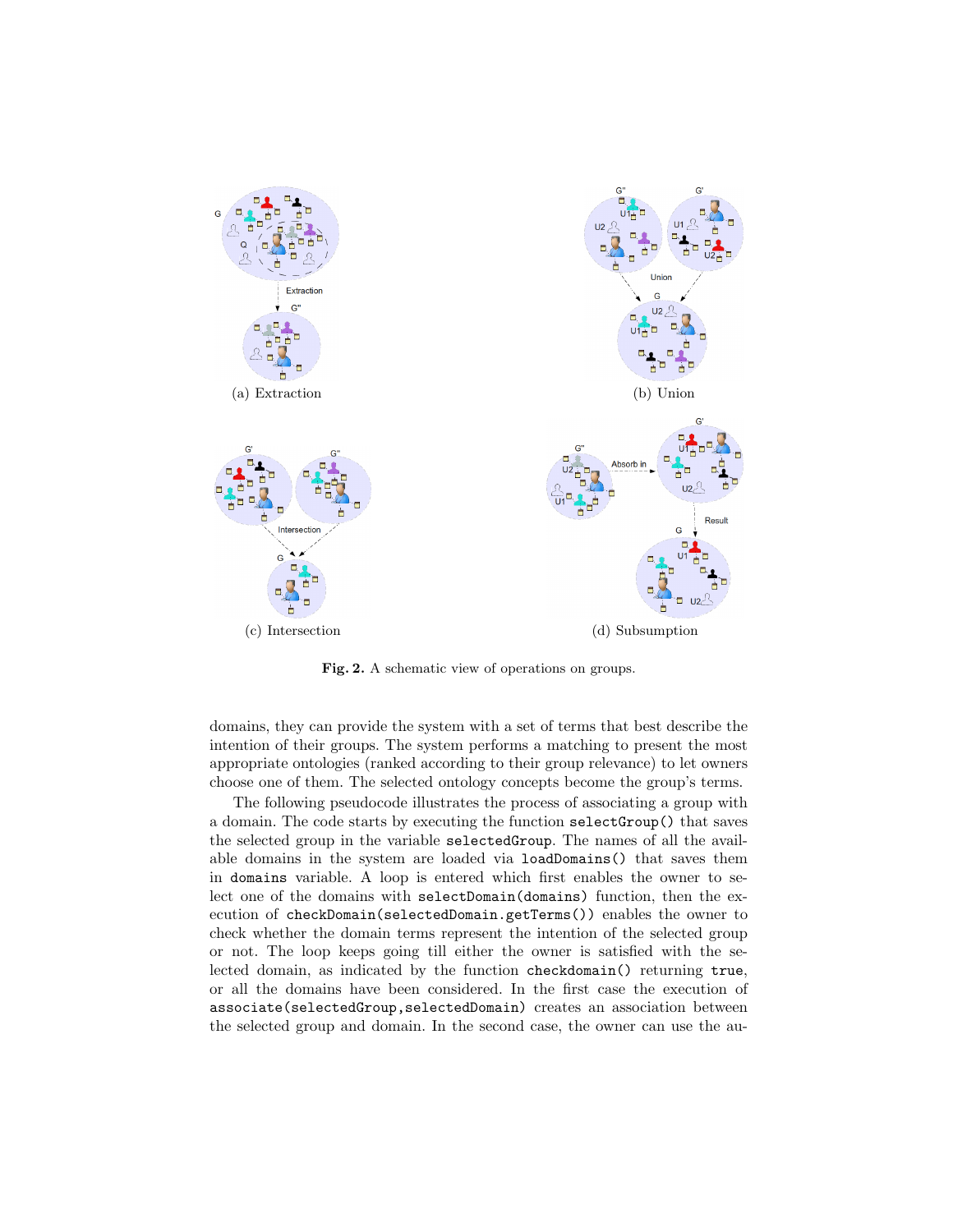(a) Extraction

(b) Union

(c) Intersection

(d) Subsumption

**Fig. 2.** A schematic view of operations on groups.

domains, they can provide the system with a set of terms that best describe the intention of their groups. The system performs a matching to present the most appropriate ontologies (ranked according to their group relevance) to let owners choose one of them. The selected ontology concepts become the group's terms.

The following pseudocode illustrates the process of associating a group with a domain. The code starts by executing the function `selectGroup()` that saves the selected group in the variable `selectedGroup`. The names of all the available domains in the system are loaded via `loadDomains()` that saves them in `domains` variable. A loop is entered which first enables the owner to select one of the domains with `selectDomain(domains)` function, then the execution of `checkDomain(selectedDomain.getTerms())` enables the owner to check whether the domain terms represent the intention of the selected group or not. The loop keeps going till either the owner is satisfied with the selected domain, as indicated by the function `checkdomain()` returning `true`, or all the domains have been considered. In the first case the execution of `associate(selectedGroup,selectedDomain)` creates an association between the selected group and domain. In the second case, the owner can use the au-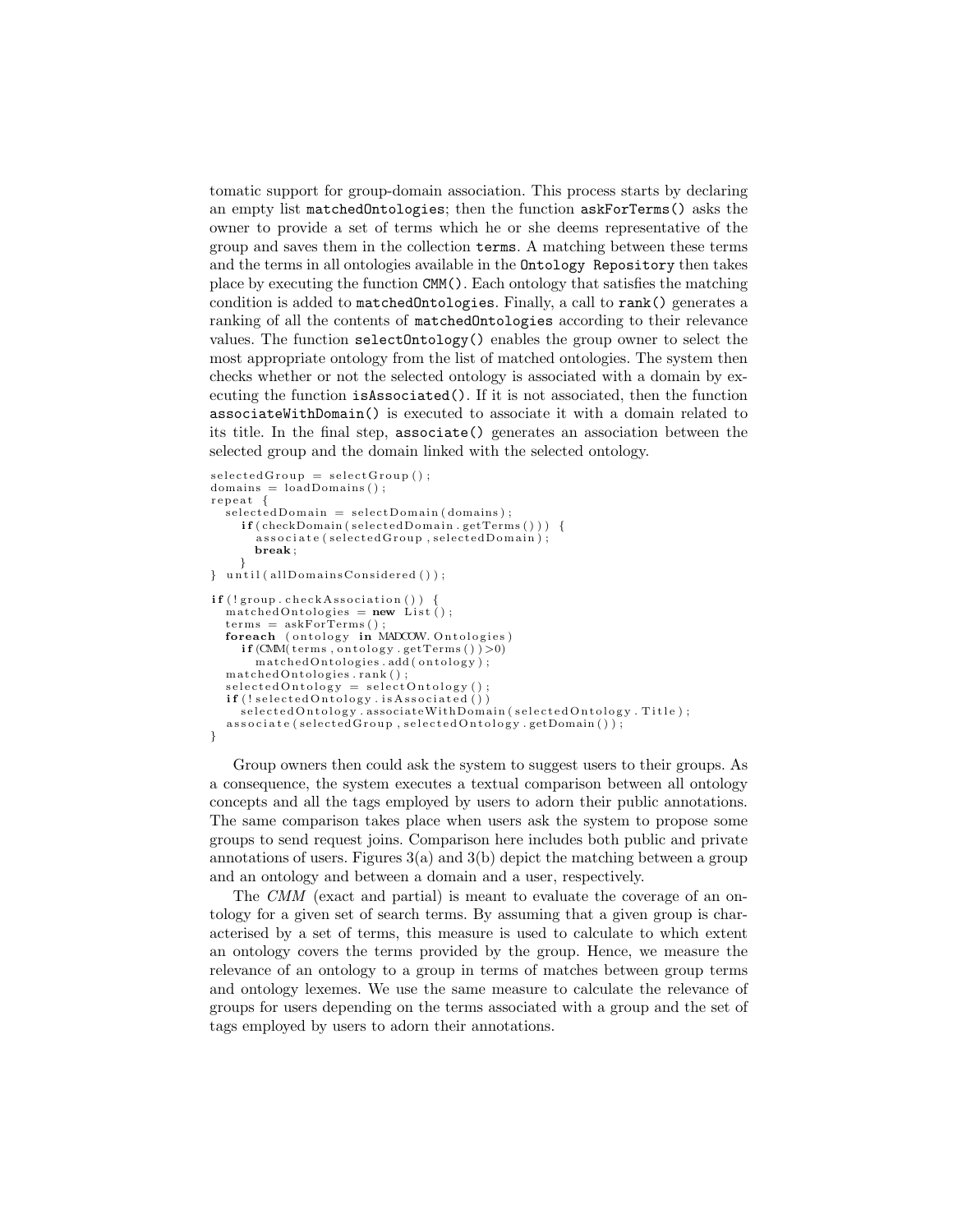tomatic support for group-domain association. This process starts by declaring an empty list `matchedOntologies`; then the function `askForTerms()` asks the owner to provide a set of terms which he or she deems representative of the group and saves them in the collection `terms`. A matching between these terms and the terms in all ontologies available in the `Ontology Repository` then takes place by executing the function `CMM()`. Each ontology that satisfies the matching condition is added to `matchedOntologies`. Finally, a call to `rank()` generates a ranking of all the contents of `matchedOntologies` according to their relevance values. The function `selectOntology()` enables the group owner to select the most appropriate ontology from the list of matched ontologies. The system then checks whether or not the selected ontology is associated with a domain by executing the function `isAssociated()`. If it is not associated, then the function `associateWithDomain()` is executed to associate it with a domain related to its title. In the final step, `associate()` generates an association between the selected group and the domain linked with the selected ontology.

```
selectedGroup = selectGroup();
domains = loadDomains();
repeat {
  selectedDomain = selectDomain(domains);
    if(checkDomain(selectedDomain.getTerms())) {
      associate(selectedGroup, selectedDomain);
      break;
    }
} until(allDomainsConsidered());

if(!group.checkAssociation()) {
  matchedOntologies = new List();
  terms = askForTerms();
  foreach (ontology in MADCOW.Ontologies)
    if(CMM(terms, ontology.getTerms())>0)
      matchedOntologies.add(ontology);
  matchedOntologies.rank();
  selectedOntology = selectOntology();
  if(!selectedOntology.isAssociated())
    selectedOntology.associateWithDomain(selectedOntology.Title);
  associate(selectedGroup, selectedOntology.getDomain());
}
```

Group owners then could ask the system to suggest users to their groups. As a consequence, the system executes a textual comparison between all ontology concepts and all the tags employed by users to adorn their public annotations. The same comparison takes place when users ask the system to propose some groups to send request joins. Comparison here includes both public and private annotations of users. Figures 3(a) and 3(b) depict the matching between a group and an ontology and between a domain and a user, respectively.

The *CMM* (exact and partial) is meant to evaluate the coverage of an ontology for a given set of search terms. By assuming that a given group is characterised by a set of terms, this measure is used to calculate to which extent an ontology covers the terms provided by the group. Hence, we measure the relevance of an ontology to a group in terms of matches between group terms and ontology lexemes. We use the same measure to calculate the relevance of groups for users depending on the terms associated with a group and the set of tags employed by users to adorn their annotations.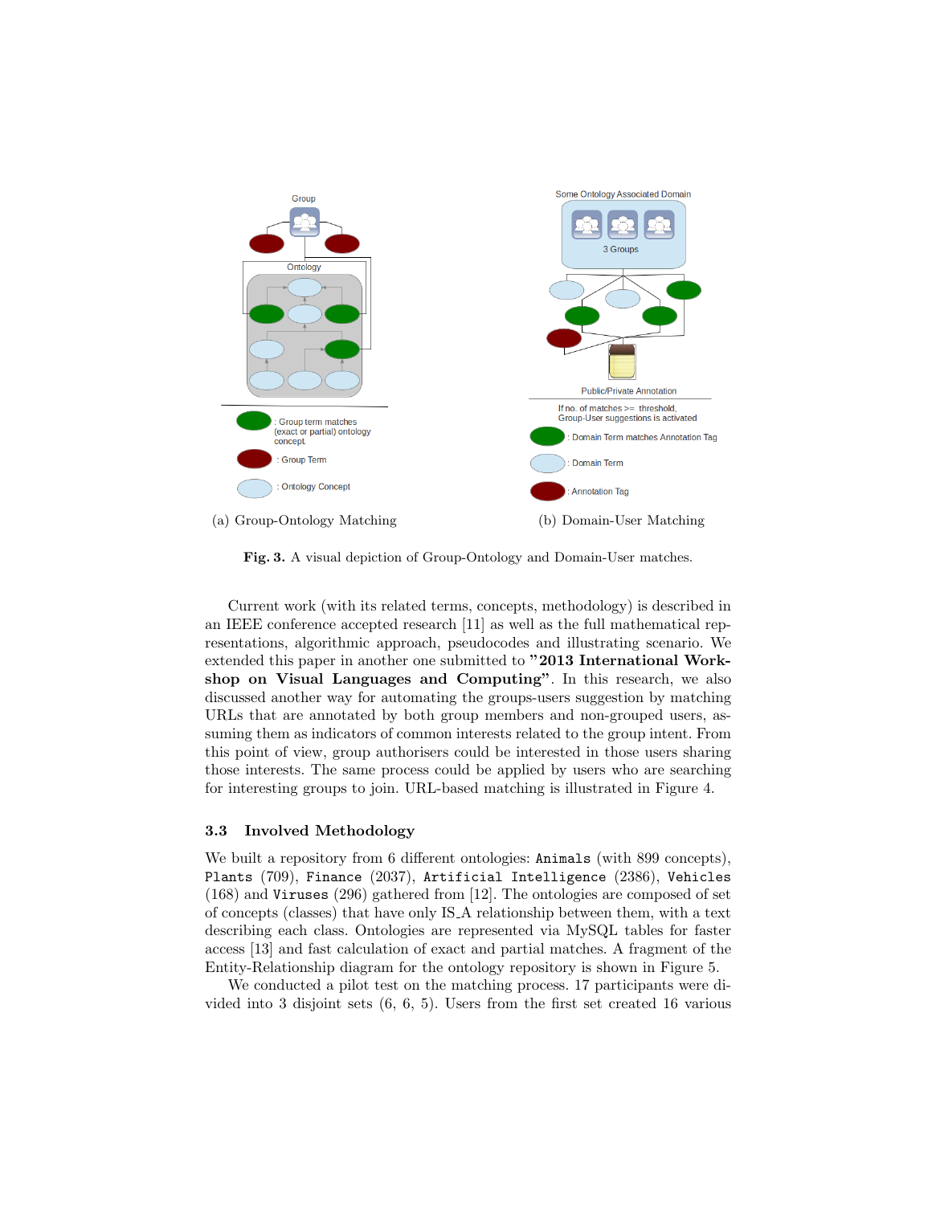(a) Group-Ontology Matching

(b) Domain-User Matching

**Fig. 3.** A visual depiction of Group-Ontology and Domain-User matches.

Current work (with its related terms, concepts, methodology) is described in an IEEE conference accepted research [11] as well as the full mathematical representations, algorithmic approach, pseudocodes and illustrating scenario. We extended this paper in another one submitted to **"2013 International Workshop on Visual Languages and Computing"**. In this research, we also discussed another way for automating the groups-users suggestion by matching URLs that are annotated by both group members and non-grouped users, assuming them as indicators of common interests related to the group intent. From this point of view, group authorisers could be interested in those users sharing those interests. The same process could be applied by users who are searching for interesting groups to join. URL-based matching is illustrated in Figure 4.

### 3.3 Involved Methodology

We built a repository from 6 different ontologies: `Animals` (with 899 concepts), `Plants` (709), `Finance` (2037), `Artificial Intelligence` (2386), `Vehicles` (168) and `Viruses` (296) gathered from [12]. The ontologies are composed of set of concepts (classes) that have only IS_A relationship between them, with a text describing each class. Ontologies are represented via MySQL tables for faster access [13] and fast calculation of exact and partial matches. A fragment of the Entity-Relationship diagram for the ontology repository is shown in Figure 5.

We conducted a pilot test on the matching process. 17 participants were divided into 3 disjoint sets (6, 6, 5). Users from the first set created 16 various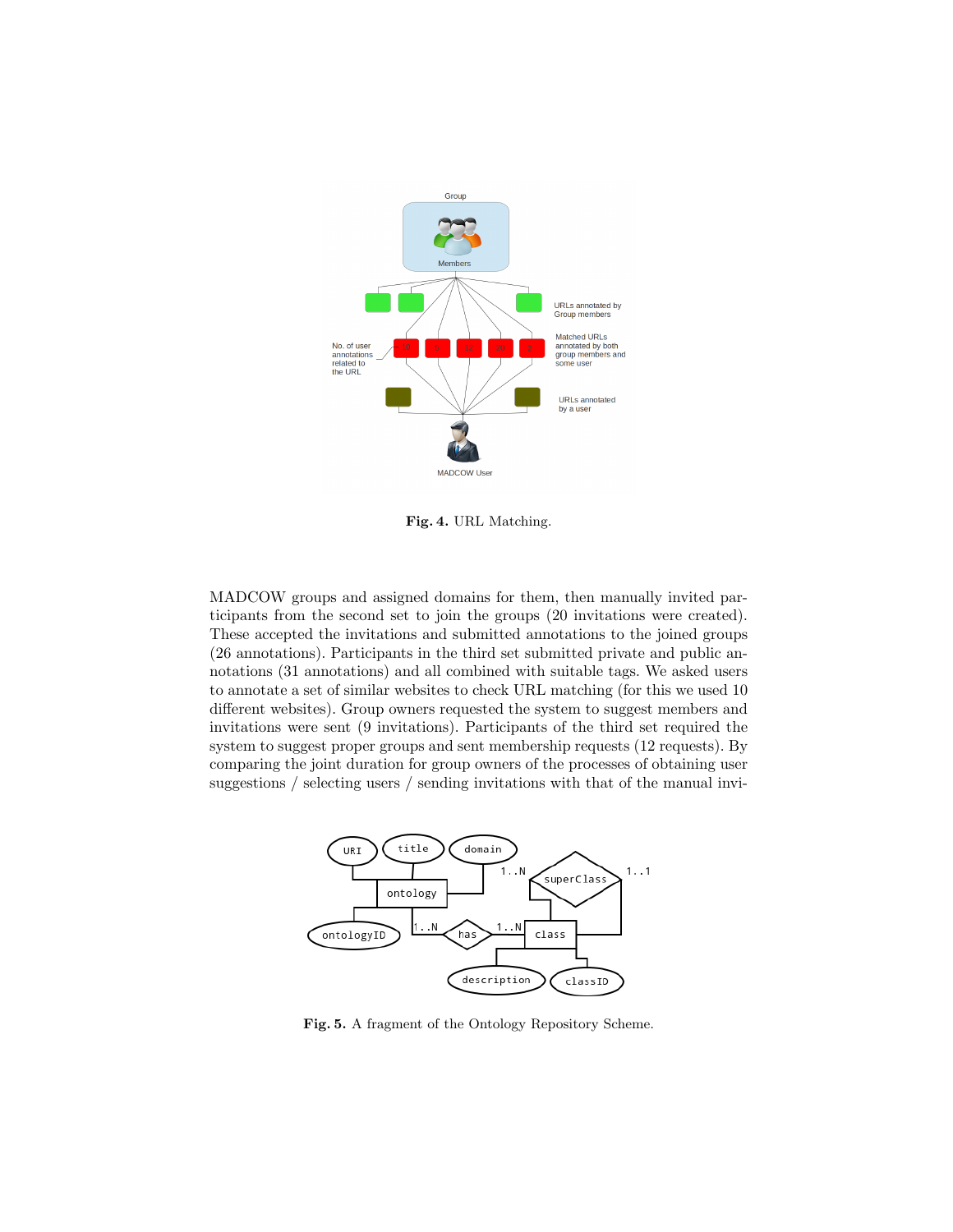Fig. 4. URL Matching.

MADCOW groups and assigned domains for them, then manually invited participants from the second set to join the groups (20 invitations were created). These accepted the invitations and submitted annotations to the joined groups (26 annotations). Participants in the third set submitted private and public annotations (31 annotations) and all combined with suitable tags. We asked users to annotate a set of similar websites to check URL matching (for this we used 10 different websites). Group owners requested the system to suggest members and invitations were sent (9 invitations). Participants of the third set required the system to suggest proper groups and sent membership requests (12 requests). By comparing the joint duration for group owners of the processes of obtaining user suggestions / selecting users / sending invitations with that of the manual invi-

Fig. 5. A fragment of the Ontology Repository Scheme.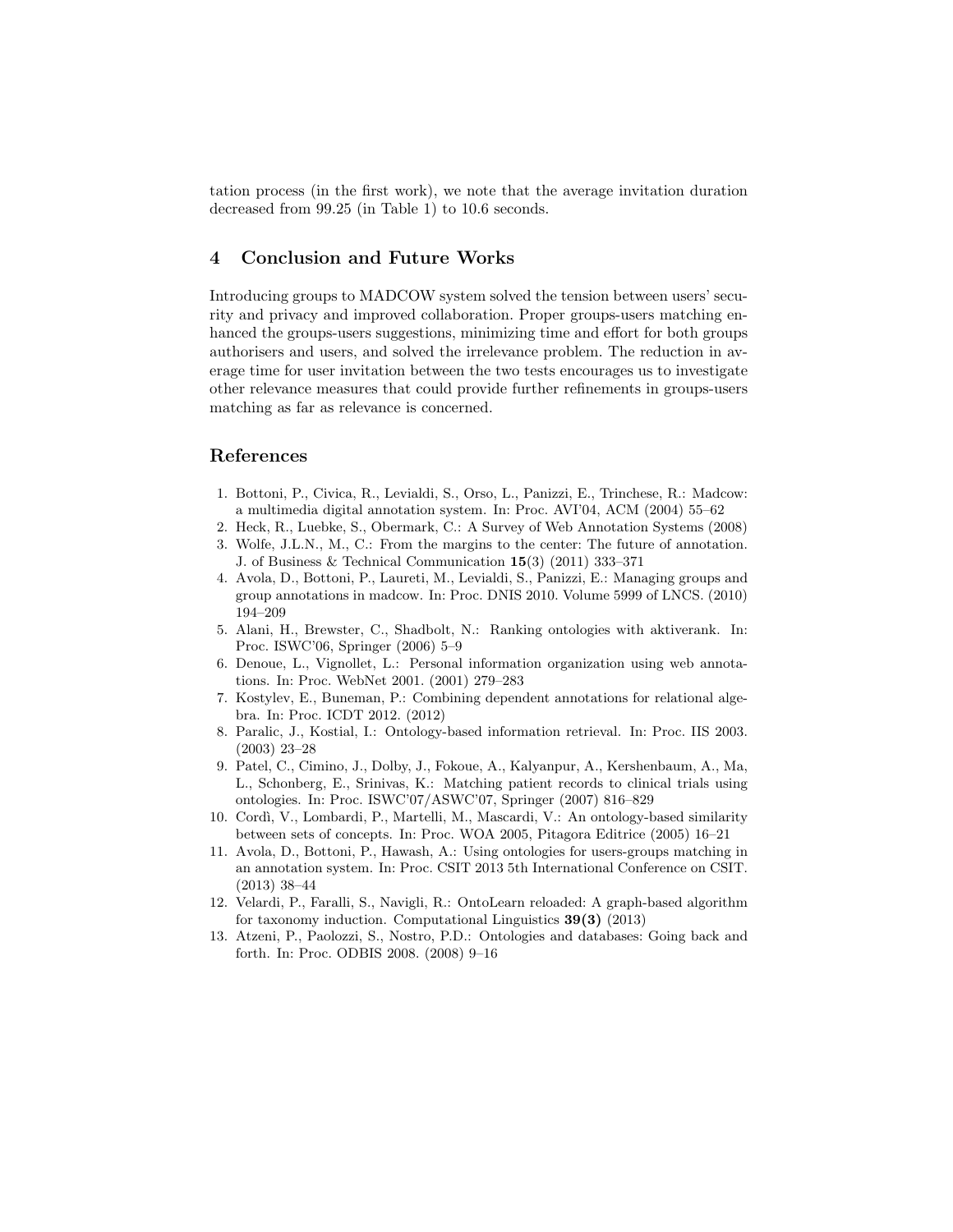tation process (in the first work), we note that the average invitation duration decreased from 99.25 (in Table 1) to 10.6 seconds.

## 4 Conclusion and Future Works

Introducing groups to MADCOW system solved the tension between users' security and privacy and improved collaboration. Proper groups-users matching enhanced the groups-users suggestions, minimizing time and effort for both groups authorisers and users, and solved the irrelevance problem. The reduction in average time for user invitation between the two tests encourages us to investigate other relevance measures that could provide further refinements in groups-users matching as far as relevance is concerned.

## References

1. Bottoni, P., Civica, R., Levialdi, S., Orso, L., Panizzi, E., Trinchese, R.: Madcow: a multimedia digital annotation system. In: Proc. AVI'04, ACM (2004) 55–62
2. Heck, R., Luebke, S., Obermark, C.: A Survey of Web Annotation Systems (2008)
3. Wolfe, J.L.N., M., C.: From the margins to the center: The future of annotation. J. of Business & Technical Communication **15**(3) (2011) 333–371
4. Avola, D., Bottoni, P., Laureti, M., Levialdi, S., Panizzi, E.: Managing groups and group annotations in madcow. In: Proc. DNIS 2010. Volume 5999 of LNCS. (2010) 194–209
5. Alani, H., Brewster, C., Shadbolt, N.: Ranking ontologies with aktiverank. In: Proc. ISWC'06, Springer (2006) 5–9
6. Denoue, L., Vignollet, L.: Personal information organization using web annotations. In: Proc. WebNet 2001. (2001) 279–283
7. Kostylev, E., Buneman, P.: Combining dependent annotations for relational algebra. In: Proc. ICDT 2012. (2012)
8. Paralic, J., Kostial, I.: Ontology-based information retrieval. In: Proc. IIS 2003. (2003) 23–28
9. Patel, C., Cimino, J., Dolby, J., Fokoue, A., Kalyanpur, A., Kershenbaum, A., Ma, L., Schonberg, E., Srinivas, K.: Matching patient records to clinical trials using ontologies. In: Proc. ISWC'07/ASWC'07, Springer (2007) 816–829
10. Cordì, V., Lombardi, P., Martelli, M., Mascardi, V.: An ontology-based similarity between sets of concepts. In: Proc. WOA 2005, Pitagora Editrice (2005) 16–21
11. Avola, D., Bottoni, P., Hawash, A.: Using ontologies for users-groups matching in an annotation system. In: Proc. CSIT 2013 5th International Conference on CSIT. (2013) 38–44
12. Velardi, P., Faralli, S., Navigli, R.: OntoLearn reloaded: A graph-based algorithm for taxonomy induction. Computational Linguistics **39(3)** (2013)
13. Atzeni, P., Paolozzi, S., Nostro, P.D.: Ontologies and databases: Going back and forth. In: Proc. ODBIS 2008. (2008) 9–16